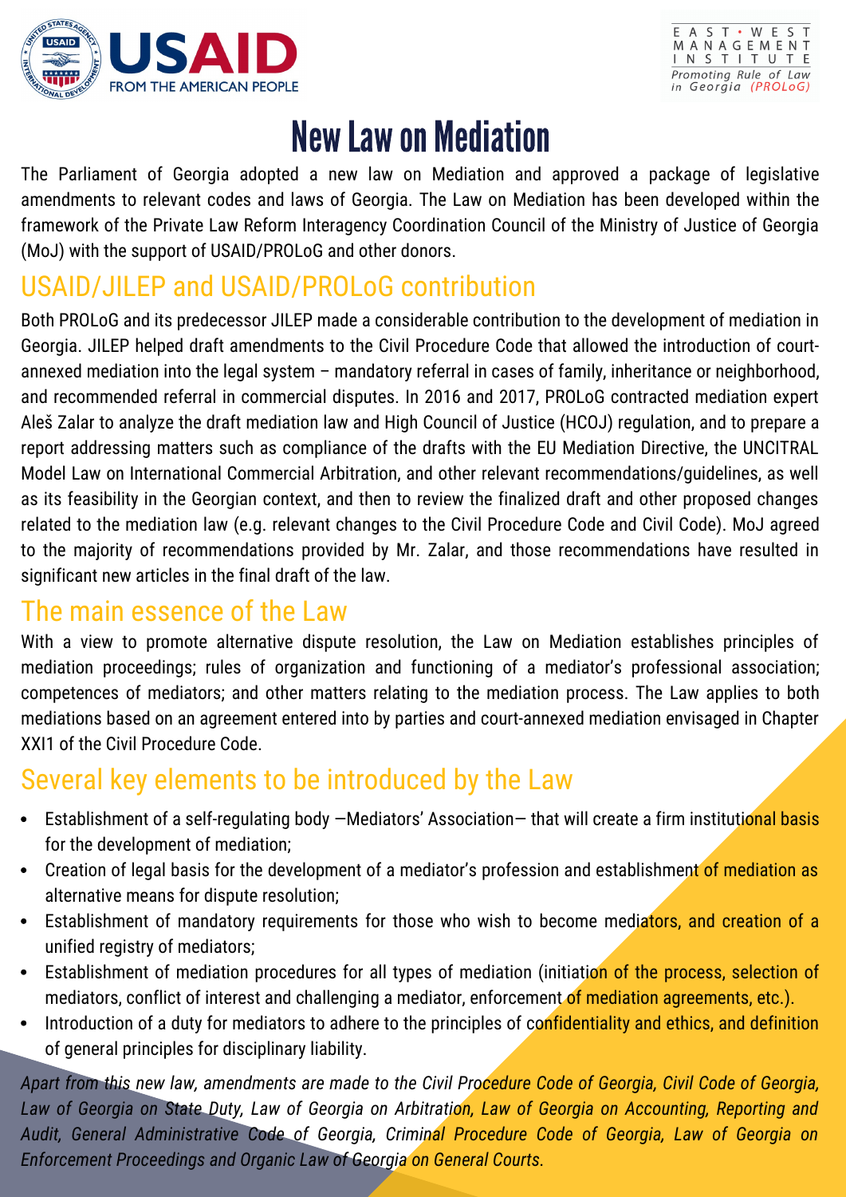# New Law on Mediation

The Parliament of Georgia adopted a new law on Mediation and approved a package of legislative amendments to relevant codes and laws of Georgia. The Law on Mediation has been developed within the framework of the Private Law Reform Interagency Coordination Council of the Ministry of Justice of Georgia (MoJ) with the support of USAID/PROLoG and other donors.

## USAID/JILEP and USAID/PROLoG contribution

Both PROLoG and its predecessor JILEP made a considerable contribution to the development of mediation in Georgia. JILEP helped draft amendments to the Civil Procedure Code that allowed the introduction of court-annexed mediation into the legal system – mandatory referral in cases of family, inheritance or neighborhood, and recommended referral in commercial disputes. In 2016 and 2017, PROLoG contracted mediation expert Aleš Zalar to analyze the draft mediation law and High Council of Justice (HCOJ) regulation, and to prepare a report addressing matters such as compliance of the drafts with the EU Mediation Directive, the UNCITRAL Model Law on International Commercial Arbitration, and other relevant recommendations/guidelines, as well as its feasibility in the Georgian context, and then to review the finalized draft and other proposed changes related to the mediation law (e.g. relevant changes to the Civil Procedure Code and Civil Code). MoJ agreed to the majority of recommendations provided by Mr. Zalar, and those recommendations have resulted in significant new articles in the final draft of the law.

## The main essence of the Law

With a view to promote alternative dispute resolution, the Law on Mediation establishes principles of mediation proceedings; rules of organization and functioning of a mediator's professional association; competences of mediators; and other matters relating to the mediation process. The Law applies to both mediations based on an agreement entered into by parties and court-annexed mediation envisaged in Chapter XXI1 of the Civil Procedure Code.

## Several key elements to be introduced by the Law

- Establishment of a self-regulating body —Mediators' Association— that will create a firm institutional basis for the development of mediation;
- Creation of legal basis for the development of a mediator's profession and establishment of mediation as alternative means for dispute resolution;
- Establishment of mandatory requirements for those who wish to become mediators, and creation of a unified registry of mediators;
- Establishment of mediation procedures for all types of mediation (initiation of the process, selection of mediators, conflict of interest and challenging a mediator, enforcement of mediation agreements, etc.).
- Introduction of a duty for mediators to adhere to the principles of confidentiality and ethics, and definition of general principles for disciplinary liability.

*Apart from this new law, amendments are made to the Civil Procedure Code of Georgia, Civil Code of Georgia, Law of Georgia on State Duty, Law of Georgia on Arbitration, Law of Georgia on Accounting, Reporting and Audit, General Administrative Code of Georgia, Criminal Procedure Code of Georgia, Law of Georgia on Enforcement Proceedings and Organic Law of Georgia on General Courts.*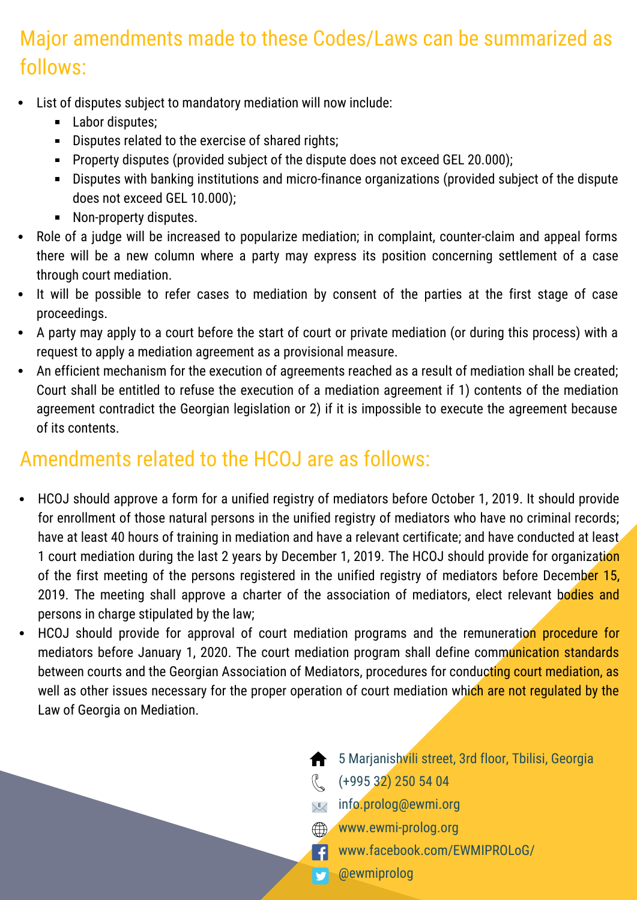## Major amendments made to these Codes/Laws can be summarized as follows:

- List of disputes subject to mandatory mediation will now include:
  - Labor disputes;
  - Disputes related to the exercise of shared rights;
  - Property disputes (provided subject of the dispute does not exceed GEL 20.000);
  - Disputes with banking institutions and micro-finance organizations (provided subject of the dispute does not exceed GEL 10.000);
  - Non-property disputes.
- Role of a judge will be increased to popularize mediation; in complaint, counter-claim and appeal forms there will be a new column where a party may express its position concerning settlement of a case through court mediation.
- It will be possible to refer cases to mediation by consent of the parties at the first stage of case proceedings.
- A party may apply to a court before the start of court or private mediation (or during this process) with a request to apply a mediation agreement as a provisional measure.
- An efficient mechanism for the execution of agreements reached as a result of mediation shall be created; Court shall be entitled to refuse the execution of a mediation agreement if 1) contents of the mediation agreement contradict the Georgian legislation or 2) if it is impossible to execute the agreement because of its contents.

## Amendments related to the HCOJ are as follows:

- HCOJ should approve a form for a unified registry of mediators before October 1, 2019. It should provide for enrollment of those natural persons in the unified registry of mediators who have no criminal records; have at least 40 hours of training in mediation and have a relevant certificate; and have conducted at least 1 court mediation during the last 2 years by December 1, 2019. The HCOJ should provide for organization of the first meeting of the persons registered in the unified registry of mediators before December 15, 2019. The meeting shall approve a charter of the association of mediators, elect relevant bodies and persons in charge stipulated by the law;
- HCOJ should provide for approval of court mediation programs and the remuneration procedure for mediators before January 1, 2020. The court mediation program shall define communication standards between courts and the Georgian Association of Mediators, procedures for conducting court mediation, as well as other issues necessary for the proper operation of court mediation which are not regulated by the Law of Georgia on Mediation.

5 Marjanishvili street, 3rd floor, Tbilisi, Georgia

(+995 32) 250 54 04

info.prolog@ewmi.org

www.ewmi-prolog.org

www.facebook.com/EWMIPROLoG/

@ewmiprolog